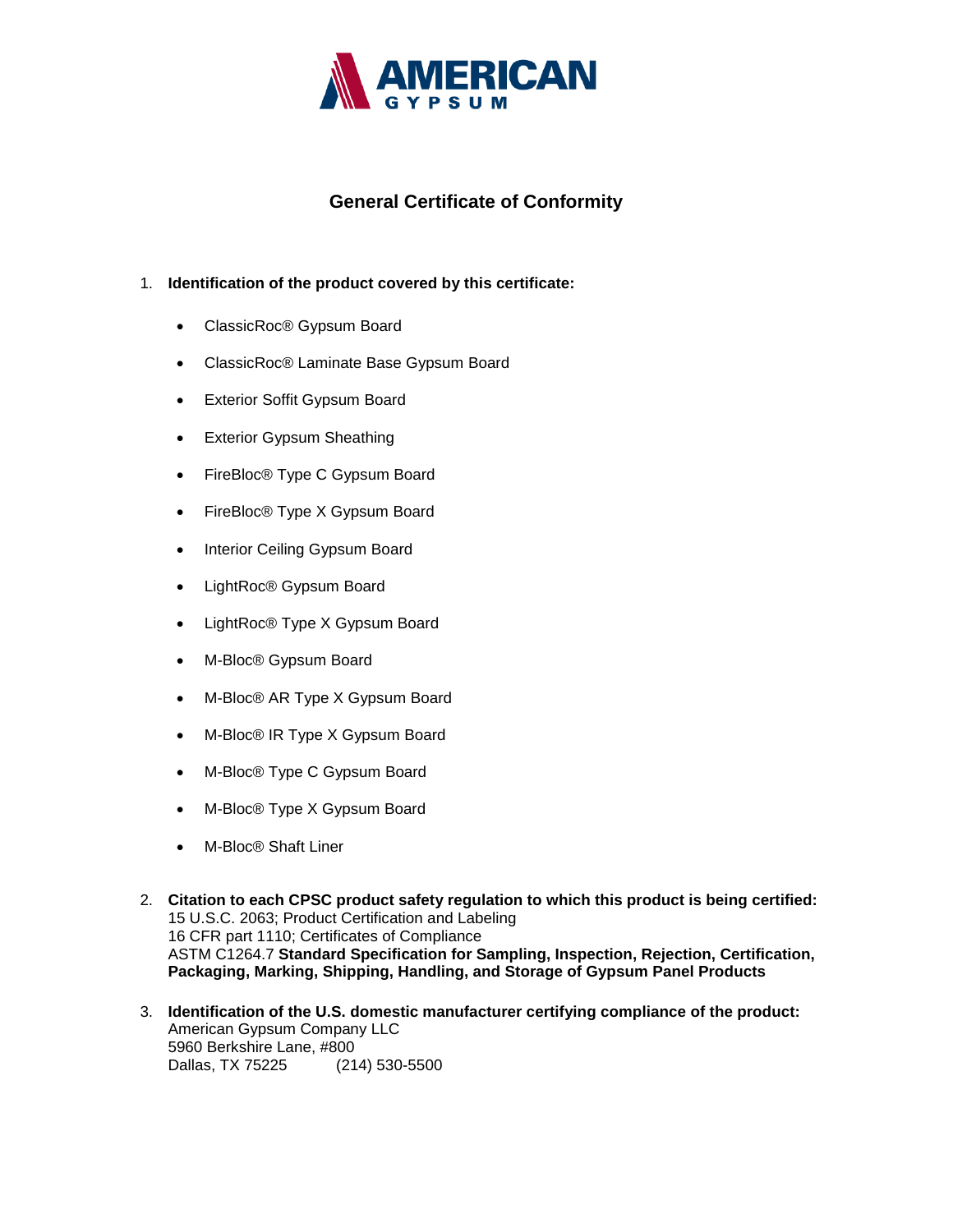AMERICAN GYPSUM

# General Certificate of Conformity

1. **Identification of the product covered by this certificate:**

   - ClassicRoc® Gypsum Board
   - ClassicRoc® Laminate Base Gypsum Board
   - Exterior Soffit Gypsum Board
   - Exterior Gypsum Sheathing
   - FireBloc® Type C Gypsum Board
   - FireBloc® Type X Gypsum Board
   - Interior Ceiling Gypsum Board
   - LightRoc® Gypsum Board
   - LightRoc® Type X Gypsum Board
   - M-Bloc® Gypsum Board
   - M-Bloc® AR Type X Gypsum Board
   - M-Bloc® IR Type X Gypsum Board
   - M-Bloc® Type C Gypsum Board
   - M-Bloc® Type X Gypsum Board
   - M-Bloc® Shaft Liner

2. **Citation to each CPSC product safety regulation to which this product is being certified:**
   15 U.S.C. 2063; Product Certification and Labeling
   16 CFR part 1110; Certificates of Compliance
   ASTM C1264.7 **Standard Specification for Sampling, Inspection, Rejection, Certification, Packaging, Marking, Shipping, Handling, and Storage of Gypsum Panel Products**

3. **Identification of the U.S. domestic manufacturer certifying compliance of the product:**
   American Gypsum Company LLC
   5960 Berkshire Lane, #800
   Dallas, TX 75225 (214) 530-5500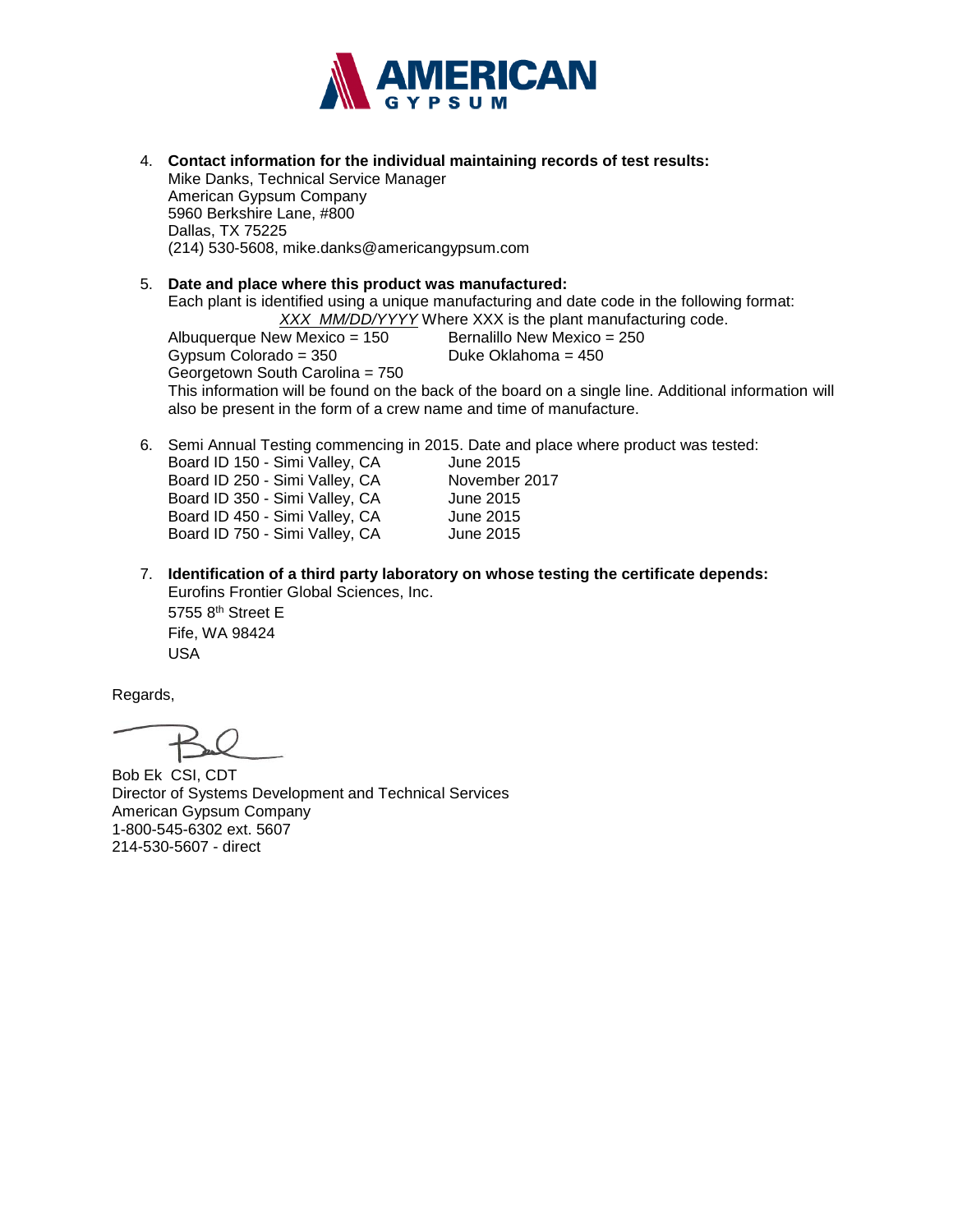4. **Contact information for the individual maintaining records of test results:**
   Mike Danks, Technical Service Manager
   American Gypsum Company
   5960 Berkshire Lane, #800
   Dallas, TX 75225
   (214) 530-5608, mike.danks@americangypsum.com

5. **Date and place where this product was manufactured:**
   Each plant is identified using a unique manufacturing and date code in the following format:
   *XXX MM/DD/YYYY* Where XXX is the plant manufacturing code.
   Albuquerque New Mexico = 150 Bernalillo New Mexico = 250
   Gypsum Colorado = 350 Duke Oklahoma = 450
   Georgetown South Carolina = 750
   This information will be found on the back of the board on a single line. Additional information will also be present in the form of a crew name and time of manufacture.

6. Semi Annual Testing commencing in 2015. Date and place where product was tested:

| | |
|---|---|
| Board ID 150 - Simi Valley, CA | June 2015 |
| Board ID 250 - Simi Valley, CA | November 2017 |
| Board ID 350 - Simi Valley, CA | June 2015 |
| Board ID 450 - Simi Valley, CA | June 2015 |
| Board ID 750 - Simi Valley, CA | June 2015 |

7. **Identification of a third party laboratory on whose testing the certificate depends:**
   Eurofins Frontier Global Sciences, Inc.
   5755 8th Street E
   Fife, WA 98424
   USA

Regards,

Bob Ek CSI, CDT
Director of Systems Development and Technical Services
American Gypsum Company
1-800-545-6302 ext. 5607
214-530-5607 - direct